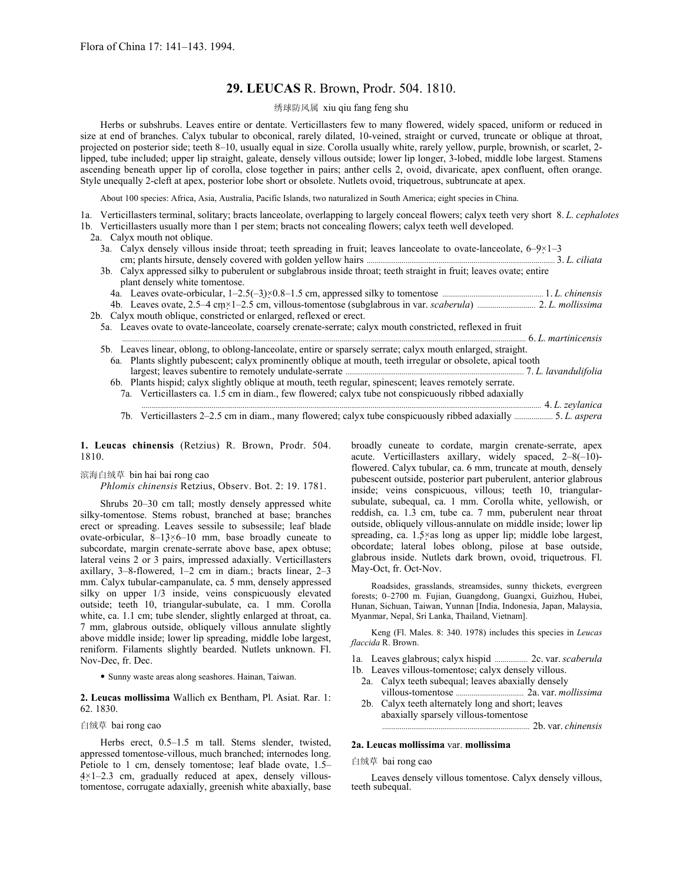Flora of China 17: 141–143. 1994.

# 29. LEUCAS R. Brown, Prodr. 504. 1810.

绣球防风属 xiu qiu fang feng shu

Herbs or subshrubs. Leaves entire or dentate. Verticillasters few to many flowered, widely spaced, uniform or reduced in size at end of branches. Calyx tubular to obconical, rarely dilated, 10-veined, straight or curved, truncate or oblique at throat, projected on posterior side; teeth 8–10, usually equal in size. Corolla usually white, rarely yellow, purple, brownish, or scarlet, 2-lipped, tube included; upper lip straight, galeate, densely villous outside; lower lip longer, 3-lobed, middle lobe largest. Stamens ascending beneath upper lip of corolla, close together in pairs; anther cells 2, ovoid, divaricate, apex confluent, often orange. Style unequally 2-cleft at apex, posterior lobe short or obsolete. Nutlets ovoid, triquetrous, subtruncate at apex.

About 100 species: Africa, Asia, Australia, Pacific Islands, two naturalized in South America; eight species in China.

1a. Verticillasters terminal, solitary; bracts lanceolate, overlapping to largely conceal flowers; calyx teeth very short 8. *L. cephalotes*
1b. Verticillasters usually more than 1 per stem; bracts not concealing flowers; calyx teeth well developed.
 2a. Calyx mouth not oblique.
  3a. Calyx densely villous inside throat; teeth spreading in fruit; leaves lanceolate to ovate-lanceolate, 6–9 × 1–3 cm; plants hirsute, densely covered with golden yellow hairs ..... 3. *L. ciliata*
  3b. Calyx appressed silky to puberulent or subglabrous inside throat; teeth straight in fruit; leaves ovate; entire plant densely white tomentose.
   4a. Leaves ovate-orbicular, 1–2.5(–3) × 0.8–1.5 cm, appressed silky to tomentose ..... 1. *L. chinensis*
   4b. Leaves ovate, 2.5–4 cm × 1–2.5 cm, villous-tomentose (subglabrous in var. *scaberula*) ..... 2. *L. mollissima*
 2b. Calyx mouth oblique, constricted or enlarged, reflexed or erect.
  5a. Leaves ovate to ovate-lanceolate, coarsely crenate-serrate; calyx mouth constricted, reflexed in fruit ..... 6. *L. martinicensis*
  5b. Leaves linear, oblong, to oblong-lanceolate, entire or sparsely serrate; calyx mouth enlarged, straight.
   6a. Plants slightly pubescent; calyx prominently oblique at mouth, teeth irregular or obsolete, apical tooth largest; leaves subentire to remotely undulate-serrate ..... 7. *L. lavandulifolia*
   6b. Plants hispid; calyx slightly oblique at mouth, teeth regular, spinescent; leaves remotely serrate.
    7a. Verticillasters ca. 1.5 cm in diam., few flowered; calyx tube not conspicuously ribbed adaxially ..... 4. *L. zeylanica*
    7b. Verticillasters 2–2.5 cm in diam., many flowered; calyx tube conspicuously ribbed adaxially ..... 5. *L. aspera*

**1. Leucas chinensis** (Retzius) R. Brown, Prodr. 504. 1810.

滨海白绒草 bin hai bai rong cao

*Phlomis chinensis* Retzius, Observ. Bot. 2: 19. 1781.

Shrubs 20–30 cm tall; mostly densely appressed white silky-tomentose. Stems robust, branched at base; branches erect or spreading. Leaves sessile to subsessile; leaf blade ovate-orbicular, 8–13 × 6–10 mm, base broadly cuneate to subcordate, margin crenate-serrate above base, apex obtuse; lateral veins 2 or 3 pairs, impressed adaxially. Verticillasters axillary, 3–8-flowered, 1–2 cm in diam.; bracts linear, 2–3 mm. Calyx tubular-campanulate, ca. 5 mm, densely appressed silky on upper 1/3 inside, veins conspicuously elevated outside; teeth 10, triangular-subulate, ca. 1 mm. Corolla white, ca. 1.1 cm; tube slender, slightly enlarged at throat, ca. 7 mm, glabrous outside, obliquely villous annulate slightly above middle inside; lower lip spreading, middle lobe largest, reniform. Filaments slightly bearded. Nutlets unknown. Fl. Nov-Dec, fr. Dec.

- Sunny waste areas along seashores. Hainan, Taiwan.

**2. Leucas mollissima** Wallich ex Bentham, Pl. Asiat. Rar. 1: 62. 1830.

白绒草 bai rong cao

Herbs erect, 0.5–1.5 m tall. Stems slender, twisted, appressed tomentose-villous, much branched; internodes long. Petiole to 1 cm, densely tomentose; leaf blade ovate, 1.5–4 × 1–2.3 cm, gradually reduced at apex, densely villous-tomentose, corrugate adaxially, greenish white abaxially, base broadly cuneate to cordate, margin crenate-serrate, apex acute. Verticillasters axillary, widely spaced, 2–8(–10)-flowered. Calyx tubular, ca. 6 mm, truncate at mouth, densely pubescent outside, posterior part puberulent, anterior glabrous inside; veins conspicuous, villous; teeth 10, triangular-subulate, subequal, ca. 1 mm. Corolla white, yellowish, or reddish, ca. 1.3 cm, tube ca. 7 mm, puberulent near throat outside, obliquely villous-annulate on middle inside; lower lip spreading, ca. 1.5 × as long as upper lip; middle lobe largest, obcordate; lateral lobes oblong, pilose at base outside, glabrous inside. Nutlets dark brown, ovoid, triquetrous. Fl. May-Oct, fr. Oct-Nov.

Roadsides, grasslands, streamsides, sunny thickets, evergreen forests; 0–2700 m. Fujian, Guangdong, Guangxi, Guizhou, Hubei, Hunan, Sichuan, Taiwan, Yunnan [India, Indonesia, Japan, Malaysia, Myanmar, Nepal, Sri Lanka, Thailand, Vietnam].

Keng (Fl. Males. 8: 340. 1978) includes this species in *Leucas flaccida* R. Brown.

1a. Leaves glabrous; calyx hispid ..... 2c. var. *scaberula*
1b. Leaves villous-tomentose; calyx densely villous.
 2a. Calyx teeth subequal; leaves abaxially densely villous-tomentose ..... 2a. var. *mollissima*
 2b. Calyx teeth alternately long and short; leaves abaxially sparsely villous-tomentose ..... 2b. var. *chinensis*

**2a. Leucas mollissima** var. **mollissima**

白绒草 bai rong cao

Leaves densely villous tomentose. Calyx densely villous, teeth subequal.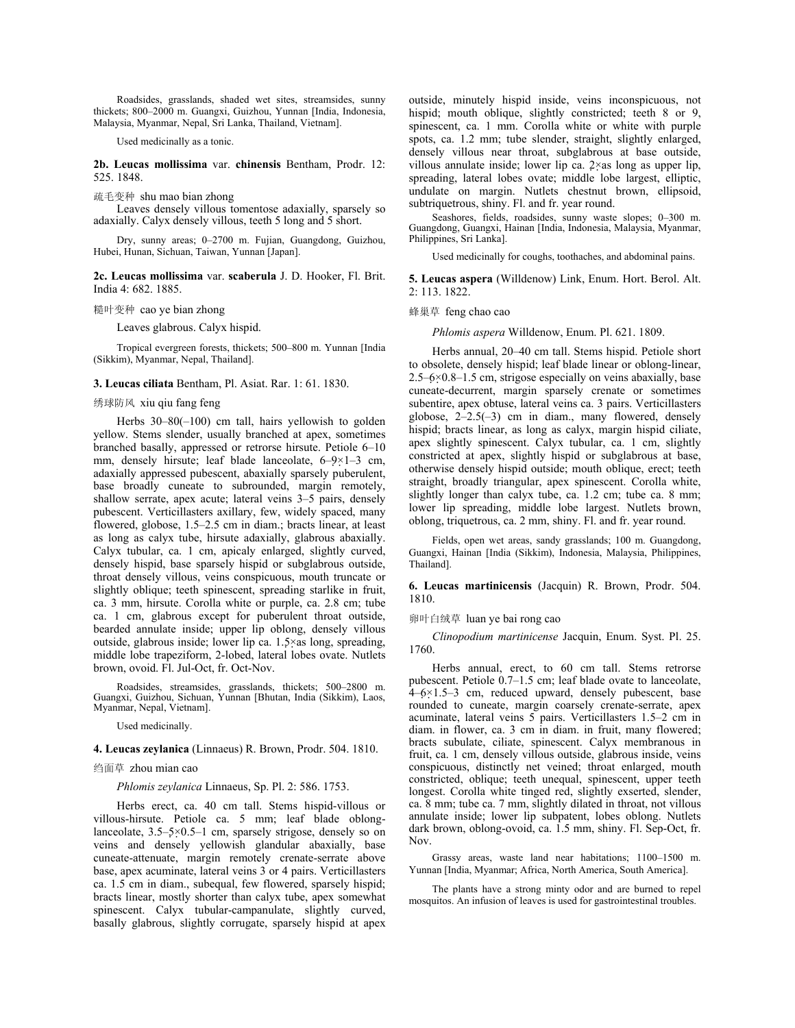Roadsides, grasslands, shaded wet sites, streamsides, sunny thickets; 800–2000 m. Guangxi, Guizhou, Yunnan [India, Indonesia, Malaysia, Myanmar, Nepal, Sri Lanka, Thailand, Vietnam].

Used medicinally as a tonic.

**2b. Leucas mollissima** var. **chinensis** Bentham, Prodr. 12: 525. 1848.

疏毛变种 shu mao bian zhong

Leaves densely villous tomentose adaxially, sparsely so adaxially. Calyx densely villous, teeth 5 long and 5 short.

Dry, sunny areas; 0–2700 m. Fujian, Guangdong, Guizhou, Hubei, Hunan, Sichuan, Taiwan, Yunnan [Japan].

**2c. Leucas mollissima** var. **scaberula** J. D. Hooker, Fl. Brit. India 4: 682. 1885.

糙叶变种 cao ye bian zhong

Leaves glabrous. Calyx hispid.

Tropical evergreen forests, thickets; 500–800 m. Yunnan [India (Sikkim), Myanmar, Nepal, Thailand].

**3. Leucas ciliata** Bentham, Pl. Asiat. Rar. 1: 61. 1830.

绣球防风 xiu qiu fang feng

Herbs 30–80(–100) cm tall, hairs yellowish to golden yellow. Stems slender, usually branched at apex, sometimes branched basally, appressed or retrorse hirsute. Petiole 6–10 mm, densely hirsute; leaf blade lanceolate, 6–9×1–3 cm, adaxially appressed pubescent, abaxially sparsely puberulent, base broadly cuneate to subrounded, margin remotely, shallow serrate, apex acute; lateral veins 3–5 pairs, densely pubescent. Verticillasters axillary, few, widely spaced, many flowered, globose, 1.5–2.5 cm in diam.; bracts linear, at least as long as calyx tube, hirsute adaxially, glabrous abaxially. Calyx tubular, ca. 1 cm, apicaly enlarged, slightly curved, densely hispid, base sparsely hispid or subglabrous outside, throat densely villous, veins conspicuous, mouth truncate or slightly oblique; teeth spinescent, spreading starlike in fruit, ca. 3 mm, hirsute. Corolla white or purple, ca. 2.8 cm; tube ca. 1 cm, glabrous except for puberulent throat outside, bearded annulate inside; upper lip oblong, densely villous outside, glabrous inside; lower lip ca. 1.5×as long, spreading, middle lobe trapeziform, 2-lobed, lateral lobes ovate. Nutlets brown, ovoid. Fl. Jul-Oct, fr. Oct-Nov.

Roadsides, streamsides, grasslands, thickets; 500–2800 m. Guangxi, Guizhou, Sichuan, Yunnan [Bhutan, India (Sikkim), Laos, Myanmar, Nepal, Vietnam].

Used medicinally.

**4. Leucas zeylanica** (Linnaeus) R. Brown, Prodr. 504. 1810.

绉面草 zhou mian cao

*Phlomis zeylanica* Linnaeus, Sp. Pl. 2: 586. 1753.

Herbs erect, ca. 40 cm tall. Stems hispid-villous or villous-hirsute. Petiole ca. 5 mm; leaf blade oblong-lanceolate, 3.5–5×0.5–1 cm, sparsely strigose, densely so on veins and densely yellowish glandular abaxially, base cuneate-attenuate, margin remotely crenate-serrate above base, apex acuminate, lateral veins 3 or 4 pairs. Verticillasters ca. 1.5 cm in diam., subequal, few flowered, sparsely hispid; bracts linear, mostly shorter than calyx tube, apex somewhat spinescent. Calyx tubular-campanulate, slightly curved, basally glabrous, slightly corrugate, sparsely hispid at apex outside, minutely hispid inside, veins inconspicuous, not hispid; mouth oblique, slightly constricted; teeth 8 or 9, spinescent, ca. 1 mm. Corolla white or white with purple spots, ca. 1.2 mm; tube slender, straight, slightly enlarged, densely villous near throat, subglabrous at base outside, villous annulate inside; lower lip ca. 2×as long as upper lip, spreading, lateral lobes ovate; middle lobe largest, elliptic, undulate on margin. Nutlets chestnut brown, ellipsoid, subtriquetrous, shiny. Fl. and fr. year round.

Seashores, fields, roadsides, sunny waste slopes; 0–300 m. Guangdong, Guangxi, Hainan [India, Indonesia, Malaysia, Myanmar, Philippines, Sri Lanka].

Used medicinally for coughs, toothaches, and abdominal pains.

**5. Leucas aspera** (Willdenow) Link, Enum. Hort. Berol. Alt. 2: 113. 1822.

蜂巢草 feng chao cao

*Phlomis aspera* Willdenow, Enum. Pl. 621. 1809.

Herbs annual, 20–40 cm tall. Stems hispid. Petiole short to obsolete, densely hispid; leaf blade linear or oblong-linear, 2.5–6×0.8–1.5 cm, strigose especially on veins abaxially, base cuneate-decurrent, margin sparsely crenate or sometimes subentire, apex obtuse, lateral veins ca. 3 pairs. Verticillasters globose, 2–2.5(–3) cm in diam., many flowered, densely hispid; bracts linear, as long as calyx, margin hispid ciliate, apex slightly spinescent. Calyx tubular, ca. 1 cm, slightly constricted at apex, slightly hispid or subglabrous at base, otherwise densely hispid outside; mouth oblique, erect; teeth straight, broadly triangular, apex spinescent. Corolla white, slightly longer than calyx tube, ca. 1.2 cm; tube ca. 8 mm; lower lip spreading, middle lobe largest. Nutlets brown, oblong, triquetrous, ca. 2 mm, shiny. Fl. and fr. year round.

Fields, open wet areas, sandy grasslands; 100 m. Guangdong, Guangxi, Hainan [India (Sikkim), Indonesia, Malaysia, Philippines, Thailand].

**6. Leucas martinicensis** (Jacquin) R. Brown, Prodr. 504. 1810.

卵叶白绒草 luan ye bai rong cao

*Clinopodium martinicense* Jacquin, Enum. Syst. Pl. 25. 1760.

Herbs annual, erect, to 60 cm tall. Stems retrorse pubescent. Petiole 0.7–1.5 cm; leaf blade ovate to lanceolate, 4–6×1.5–3 cm, reduced upward, densely pubescent, base rounded to cuneate, margin coarsely crenate-serrate, apex acuminate, lateral veins 5 pairs. Verticillasters 1.5–2 cm in diam. in flower, ca. 3 cm in diam. in fruit, many flowered; bracts subulate, ciliate, spinescent. Calyx membranous in fruit, ca. 1 cm, densely villous outside, glabrous inside, veins conspicuous, distinctly net veined; throat enlarged, mouth constricted, oblique; teeth unequal, spinescent, upper teeth longest. Corolla white tinged red, slightly exserted, slender, ca. 8 mm; tube ca. 7 mm, slightly dilated in throat, not villous annulate inside; lower lip subpatent, lobes oblong. Nutlets dark brown, oblong-ovoid, ca. 1.5 mm, shiny. Fl. Sep-Oct, fr. Nov.

Grassy areas, waste land near habitations; 1100–1500 m. Yunnan [India, Myanmar; Africa, North America, South America].

The plants have a strong minty odor and are burned to repel mosquitos. An infusion of leaves is used for gastrointestinal troubles.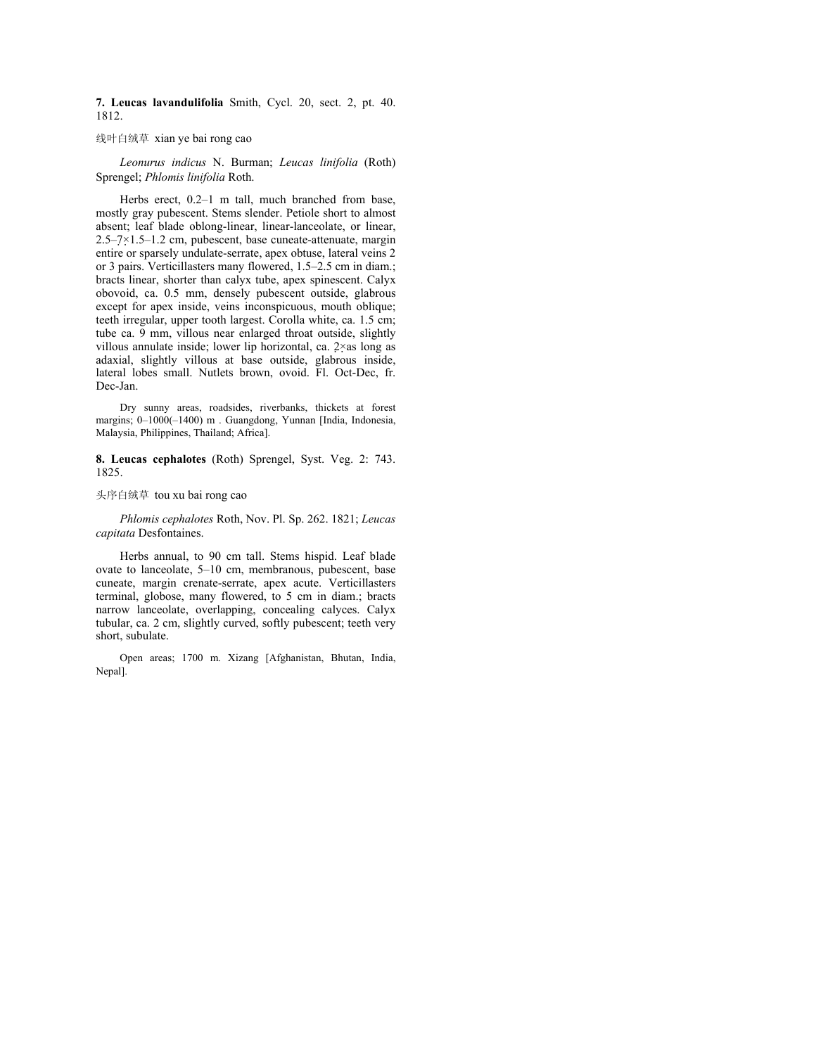**7. Leucas lavandulifolia** Smith, Cycl. 20, sect. 2, pt. 40. 1812.

线叶白绒草 xian ye bai rong cao

*Leonurus indicus* N. Burman; *Leucas linifolia* (Roth) Sprengel; *Phlomis linifolia* Roth.

Herbs erect, 0.2–1 m tall, much branched from base, mostly gray pubescent. Stems slender. Petiole short to almost absent; leaf blade oblong-linear, linear-lanceolate, or linear, 2.5–7×1.5–1.2 cm, pubescent, base cuneate-attenuate, margin entire or sparsely undulate-serrate, apex obtuse, lateral veins 2 or 3 pairs. Verticillasters many flowered, 1.5–2.5 cm in diam.; bracts linear, shorter than calyx tube, apex spinescent. Calyx obovoid, ca. 0.5 mm, densely pubescent outside, glabrous except for apex inside, veins inconspicuous, mouth oblique; teeth irregular, upper tooth largest. Corolla white, ca. 1.5 cm; tube ca. 9 mm, villous near enlarged throat outside, slightly villous annulate inside; lower lip horizontal, ca. 2×as long as adaxial, slightly villous at base outside, glabrous inside, lateral lobes small. Nutlets brown, ovoid. Fl. Oct-Dec, fr. Dec-Jan.

Dry sunny areas, roadsides, riverbanks, thickets at forest margins; 0–1000(–1400) m . Guangdong, Yunnan [India, Indonesia, Malaysia, Philippines, Thailand; Africa].

**8. Leucas cephalotes** (Roth) Sprengel, Syst. Veg. 2: 743. 1825.

头序白绒草 tou xu bai rong cao

*Phlomis cephalotes* Roth, Nov. Pl. Sp. 262. 1821; *Leucas capitata* Desfontaines.

Herbs annual, to 90 cm tall. Stems hispid. Leaf blade ovate to lanceolate, 5–10 cm, membranous, pubescent, base cuneate, margin crenate-serrate, apex acute. Verticillasters terminal, globose, many flowered, to 5 cm in diam.; bracts narrow lanceolate, overlapping, concealing calyces. Calyx tubular, ca. 2 cm, slightly curved, softly pubescent; teeth very short, subulate.

Open areas; 1700 m. Xizang [Afghanistan, Bhutan, India, Nepal].